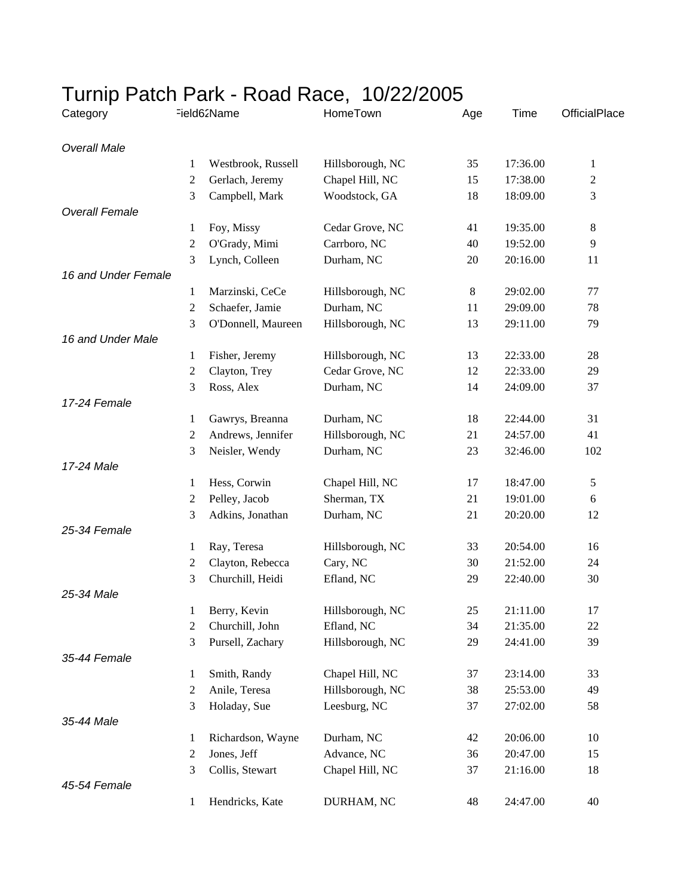# Turnip Patch Park - Road Race, 10/22/2005

| Category | Field62 | Name | HomeTown | Age | Time | OfficialPlace |
|---|---|---|---|---|---|---|
| *Overall Male* | | | | | | |
| | 1 | Westbrook, Russell | Hillsborough, NC | 35 | 17:36.00 | 1 |
| | 2 | Gerlach, Jeremy | Chapel Hill, NC | 15 | 17:38.00 | 2 |
| | 3 | Campbell, Mark | Woodstock, GA | 18 | 18:09.00 | 3 |
| *Overall Female* | | | | | | |
| | 1 | Foy, Missy | Cedar Grove, NC | 41 | 19:35.00 | 8 |
| | 2 | O'Grady, Mimi | Carrboro, NC | 40 | 19:52.00 | 9 |
| | 3 | Lynch, Colleen | Durham, NC | 20 | 20:16.00 | 11 |
| *16 and Under Female* | | | | | | |
| | 1 | Marzinski, CeCe | Hillsborough, NC | 8 | 29:02.00 | 77 |
| | 2 | Schaefer, Jamie | Durham, NC | 11 | 29:09.00 | 78 |
| | 3 | O'Donnell, Maureen | Hillsborough, NC | 13 | 29:11.00 | 79 |
| *16 and Under Male* | | | | | | |
| | 1 | Fisher, Jeremy | Hillsborough, NC | 13 | 22:33.00 | 28 |
| | 2 | Clayton, Trey | Cedar Grove, NC | 12 | 22:33.00 | 29 |
| | 3 | Ross, Alex | Durham, NC | 14 | 24:09.00 | 37 |
| *17-24 Female* | | | | | | |
| | 1 | Gawrys, Breanna | Durham, NC | 18 | 22:44.00 | 31 |
| | 2 | Andrews, Jennifer | Hillsborough, NC | 21 | 24:57.00 | 41 |
| | 3 | Neisler, Wendy | Durham, NC | 23 | 32:46.00 | 102 |
| *17-24 Male* | | | | | | |
| | 1 | Hess, Corwin | Chapel Hill, NC | 17 | 18:47.00 | 5 |
| | 2 | Pelley, Jacob | Sherman, TX | 21 | 19:01.00 | 6 |
| | 3 | Adkins, Jonathan | Durham, NC | 21 | 20:20.00 | 12 |
| *25-34 Female* | | | | | | |
| | 1 | Ray, Teresa | Hillsborough, NC | 33 | 20:54.00 | 16 |
| | 2 | Clayton, Rebecca | Cary, NC | 30 | 21:52.00 | 24 |
| | 3 | Churchill, Heidi | Efland, NC | 29 | 22:40.00 | 30 |
| *25-34 Male* | | | | | | |
| | 1 | Berry, Kevin | Hillsborough, NC | 25 | 21:11.00 | 17 |
| | 2 | Churchill, John | Efland, NC | 34 | 21:35.00 | 22 |
| | 3 | Pursell, Zachary | Hillsborough, NC | 29 | 24:41.00 | 39 |
| *35-44 Female* | | | | | | |
| | 1 | Smith, Randy | Chapel Hill, NC | 37 | 23:14.00 | 33 |
| | 2 | Anile, Teresa | Hillsborough, NC | 38 | 25:53.00 | 49 |
| | 3 | Holaday, Sue | Leesburg, NC | 37 | 27:02.00 | 58 |
| *35-44 Male* | | | | | | |
| | 1 | Richardson, Wayne | Durham, NC | 42 | 20:06.00 | 10 |
| | 2 | Jones, Jeff | Advance, NC | 36 | 20:47.00 | 15 |
| | 3 | Collis, Stewart | Chapel Hill, NC | 37 | 21:16.00 | 18 |
| *45-54 Female* | | | | | | |
| | 1 | Hendricks, Kate | DURHAM, NC | 48 | 24:47.00 | 40 |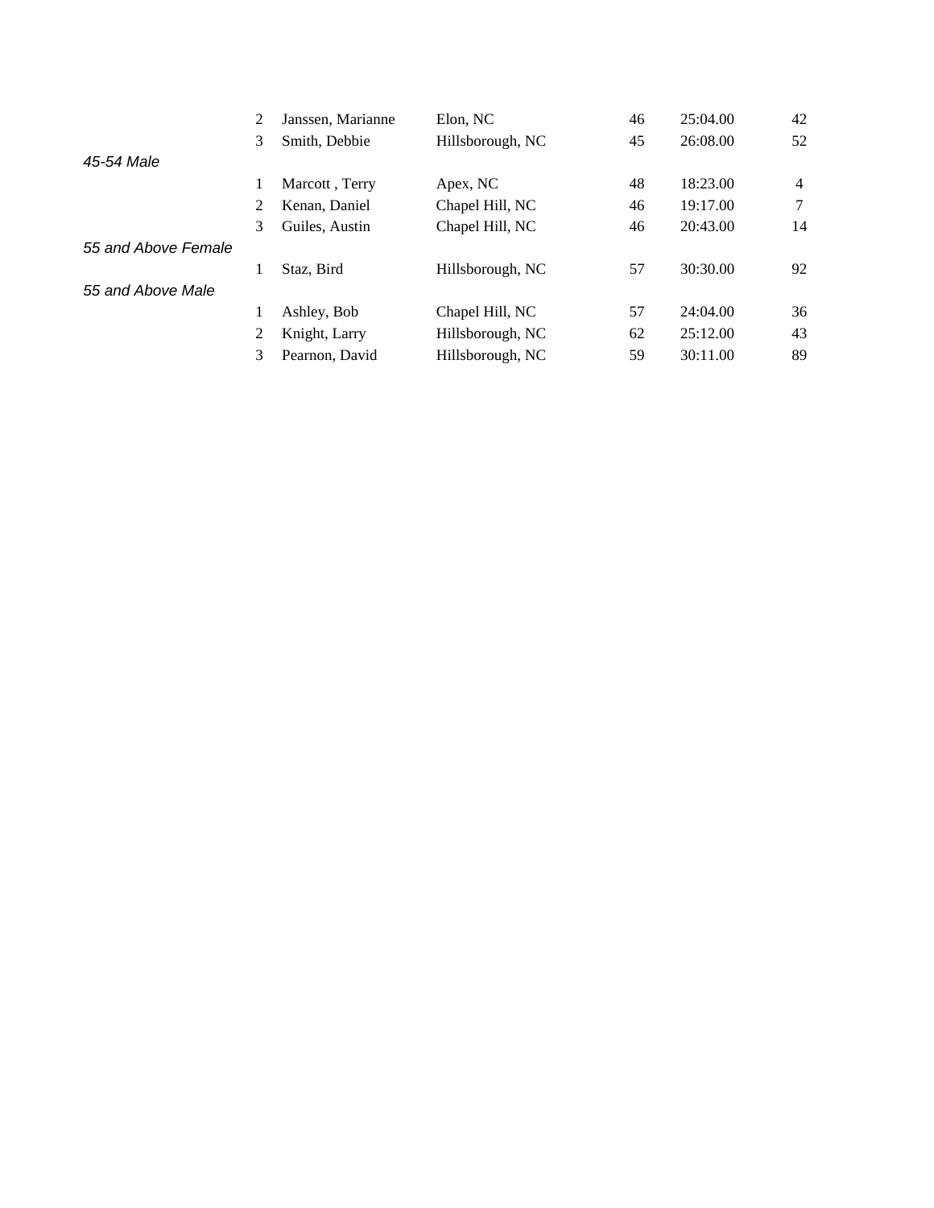| | | | | | | |
|---|---|---|---|---|---|---|
| | 2 | Janssen, Marianne | Elon, NC | 46 | 25:04.00 | 42 |
| | 3 | Smith, Debbie | Hillsborough, NC | 45 | 26:08.00 | 52 |
| *45-54 Male* | | | | | | |
| | 1 | Marcott , Terry | Apex, NC | 48 | 18:23.00 | 4 |
| | 2 | Kenan, Daniel | Chapel Hill, NC | 46 | 19:17.00 | 7 |
| | 3 | Guiles, Austin | Chapel Hill, NC | 46 | 20:43.00 | 14 |
| *55 and Above Female* | | | | | | |
| | 1 | Staz, Bird | Hillsborough, NC | 57 | 30:30.00 | 92 |
| *55 and Above Male* | | | | | | |
| | 1 | Ashley, Bob | Chapel Hill, NC | 57 | 24:04.00 | 36 |
| | 2 | Knight, Larry | Hillsborough, NC | 62 | 25:12.00 | 43 |
| | 3 | Pearnon, David | Hillsborough, NC | 59 | 30:11.00 | 89 |